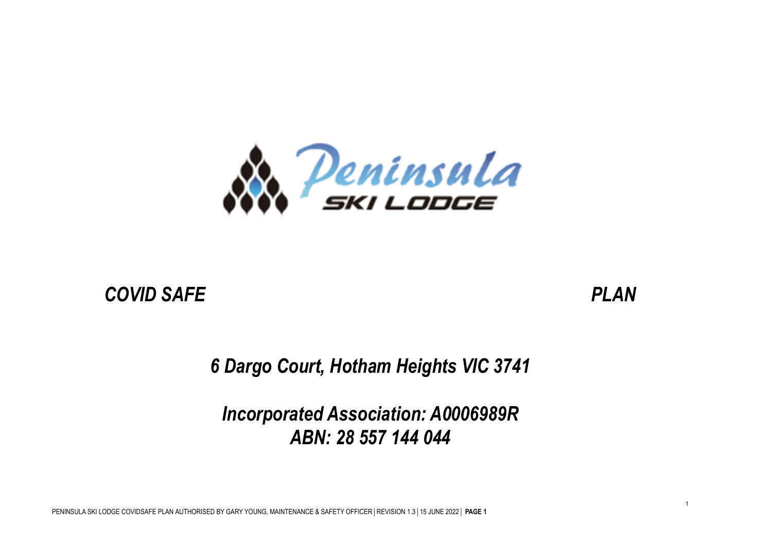# COVID SAFE PLAN

## 6 Dargo Court, Hotham Heights VIC 3741

## Incorporated Association: A0006989R
## ABN: 28 557 144 044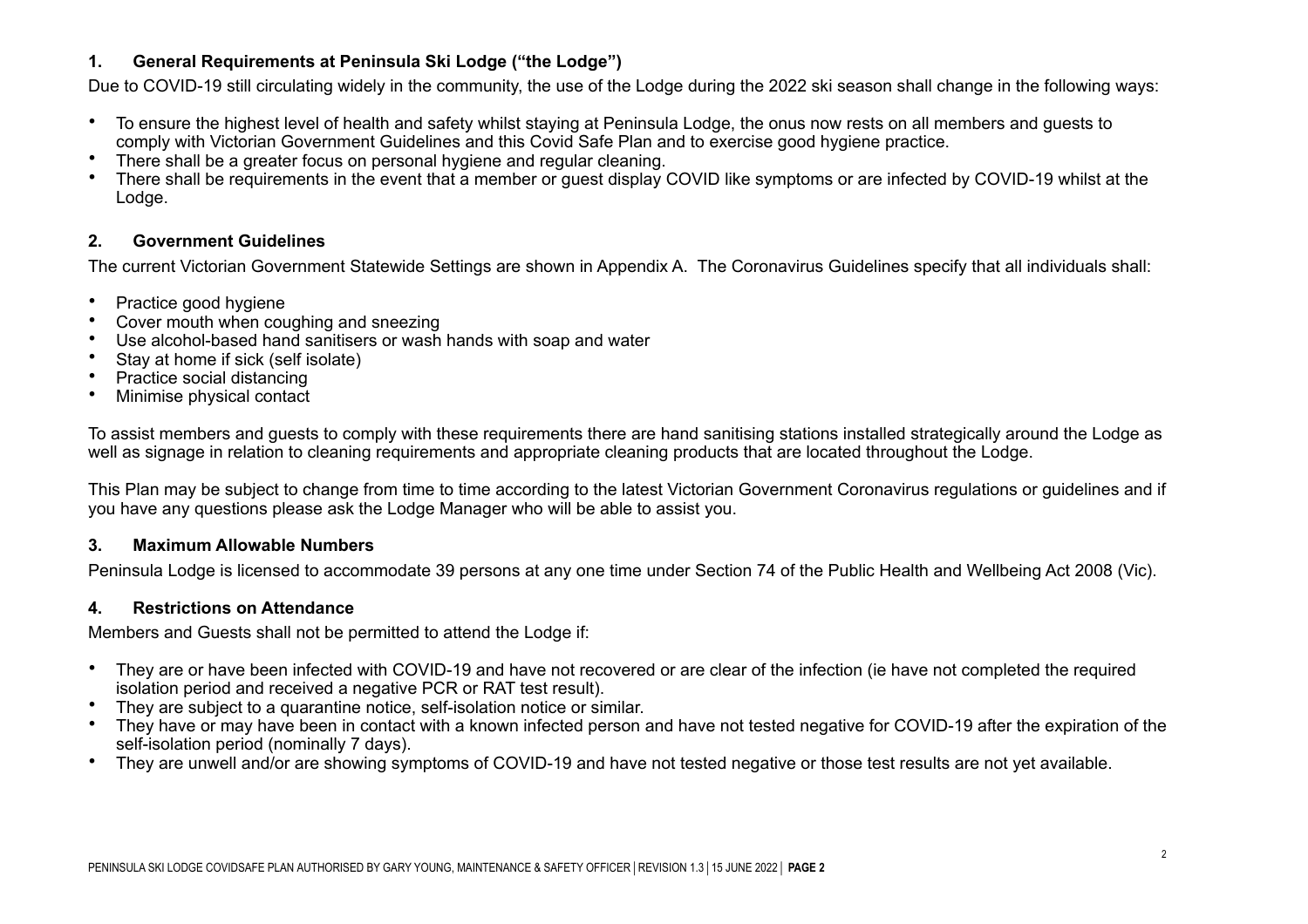## 1. General Requirements at Peninsula Ski Lodge ("the Lodge")

Due to COVID-19 still circulating widely in the community, the use of the Lodge during the 2022 ski season shall change in the following ways:

- To ensure the highest level of health and safety whilst staying at Peninsula Lodge, the onus now rests on all members and guests to comply with Victorian Government Guidelines and this Covid Safe Plan and to exercise good hygiene practice.
- There shall be a greater focus on personal hygiene and regular cleaning.
- There shall be requirements in the event that a member or guest display COVID like symptoms or are infected by COVID-19 whilst at the Lodge.

## 2. Government Guidelines

The current Victorian Government Statewide Settings are shown in Appendix A. The Coronavirus Guidelines specify that all individuals shall:

- Practice good hygiene
- Cover mouth when coughing and sneezing
- Use alcohol-based hand sanitisers or wash hands with soap and water
- Stay at home if sick (self isolate)
- Practice social distancing
- Minimise physical contact

To assist members and guests to comply with these requirements there are hand sanitising stations installed strategically around the Lodge as well as signage in relation to cleaning requirements and appropriate cleaning products that are located throughout the Lodge.

This Plan may be subject to change from time to time according to the latest Victorian Government Coronavirus regulations or guidelines and if you have any questions please ask the Lodge Manager who will be able to assist you.

## 3. Maximum Allowable Numbers

Peninsula Lodge is licensed to accommodate 39 persons at any one time under Section 74 of the Public Health and Wellbeing Act 2008 (Vic).

## 4. Restrictions on Attendance

Members and Guests shall not be permitted to attend the Lodge if:

- They are or have been infected with COVID-19 and have not recovered or are clear of the infection (ie have not completed the required isolation period and received a negative PCR or RAT test result).
- They are subject to a quarantine notice, self-isolation notice or similar.
- They have or may have been in contact with a known infected person and have not tested negative for COVID-19 after the expiration of the self-isolation period (nominally 7 days).
- They are unwell and/or are showing symptoms of COVID-19 and have not tested negative or those test results are not yet available.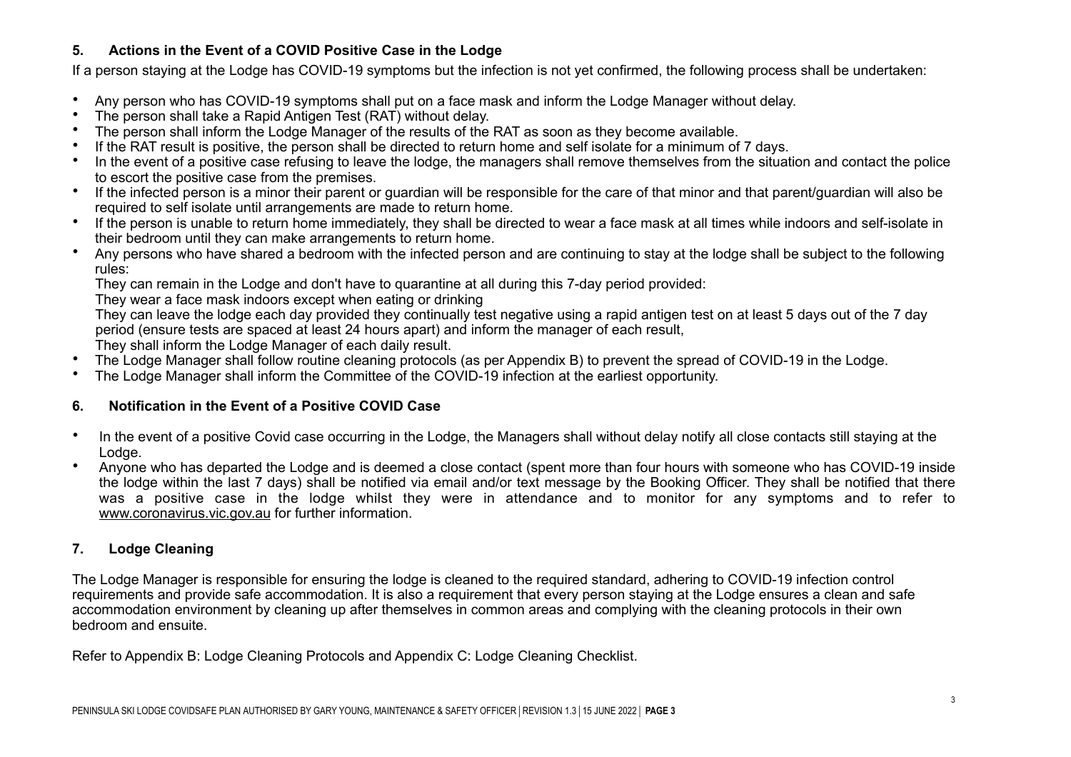## 5. Actions in the Event of a COVID Positive Case in the Lodge

If a person staying at the Lodge has COVID-19 symptoms but the infection is not yet confirmed, the following process shall be undertaken:

- Any person who has COVID-19 symptoms shall put on a face mask and inform the Lodge Manager without delay.
- The person shall take a Rapid Antigen Test (RAT) without delay.
- The person shall inform the Lodge Manager of the results of the RAT as soon as they become available.
- If the RAT result is positive, the person shall be directed to return home and self isolate for a minimum of 7 days.
- In the event of a positive case refusing to leave the lodge, the managers shall remove themselves from the situation and contact the police to escort the positive case from the premises.
- If the infected person is a minor their parent or guardian will be responsible for the care of that minor and that parent/guardian will also be required to self isolate until arrangements are made to return home.
- If the person is unable to return home immediately, they shall be directed to wear a face mask at all times while indoors and self-isolate in their bedroom until they can make arrangements to return home.
- Any persons who have shared a bedroom with the infected person and are continuing to stay at the lodge shall be subject to the following rules:

  They can remain in the Lodge and don't have to quarantine at all during this 7-day period provided:

  They wear a face mask indoors except when eating or drinking

  They can leave the lodge each day provided they continually test negative using a rapid antigen test on at least 5 days out of the 7 day period (ensure tests are spaced at least 24 hours apart) and inform the manager of each result,

  They shall inform the Lodge Manager of each daily result.
- The Lodge Manager shall follow routine cleaning protocols (as per Appendix B) to prevent the spread of COVID-19 in the Lodge.
- The Lodge Manager shall inform the Committee of the COVID-19 infection at the earliest opportunity.

## 6. Notification in the Event of a Positive COVID Case

- In the event of a positive Covid case occurring in the Lodge, the Managers shall without delay notify all close contacts still staying at the Lodge.
- Anyone who has departed the Lodge and is deemed a close contact (spent more than four hours with someone who has COVID-19 inside the lodge within the last 7 days) shall be notified via email and/or text message by the Booking Officer. They shall be notified that there was a positive case in the lodge whilst they were in attendance and to monitor for any symptoms and to refer to www.coronavirus.vic.gov.au for further information.

## 7. Lodge Cleaning

The Lodge Manager is responsible for ensuring the lodge is cleaned to the required standard, adhering to COVID-19 infection control requirements and provide safe accommodation. It is also a requirement that every person staying at the Lodge ensures a clean and safe accommodation environment by cleaning up after themselves in common areas and complying with the cleaning protocols in their own bedroom and ensuite.

Refer to Appendix B: Lodge Cleaning Protocols and Appendix C: Lodge Cleaning Checklist.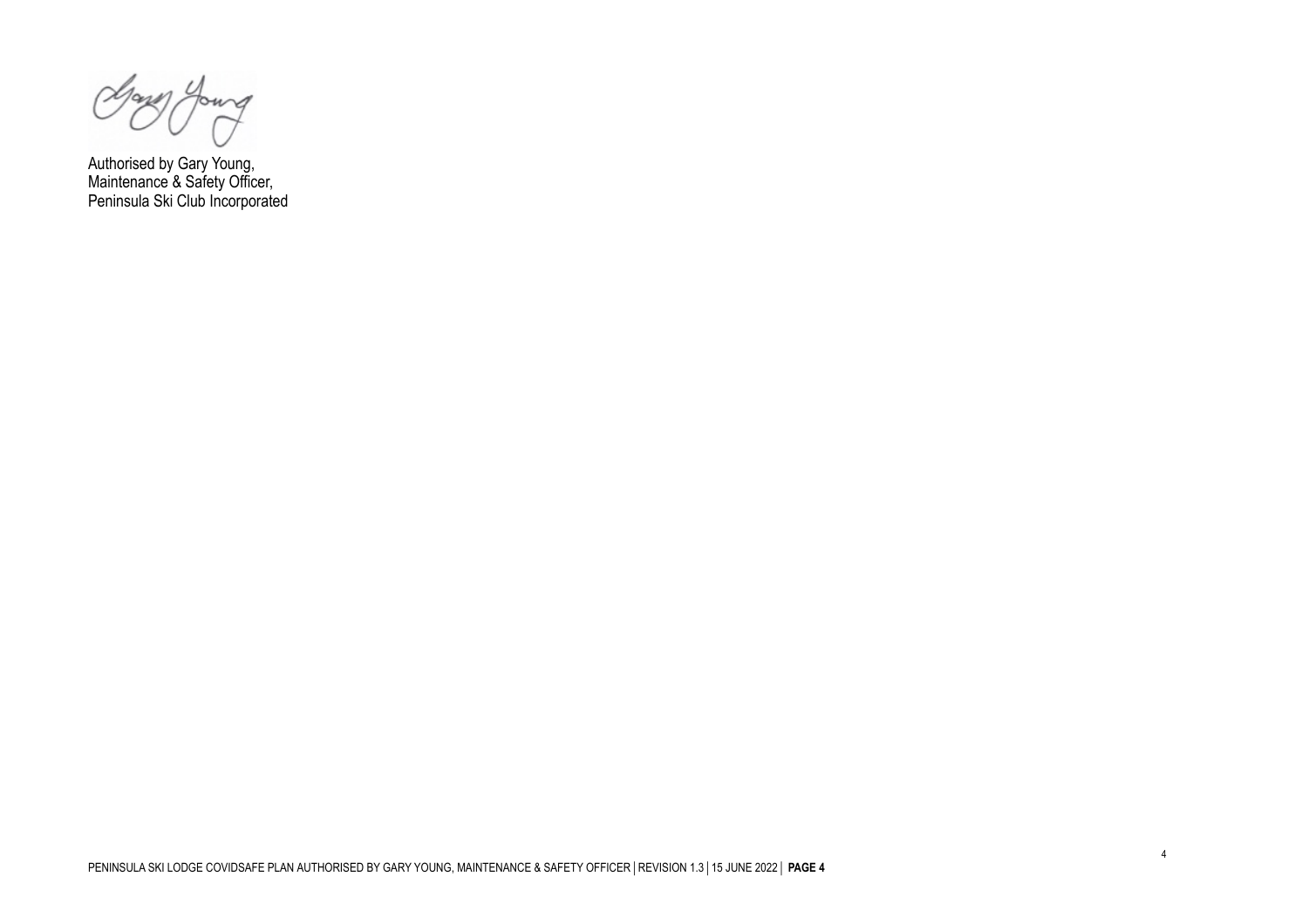Authorised by Gary Young,
Maintenance & Safety Officer,
Peninsula Ski Club Incorporated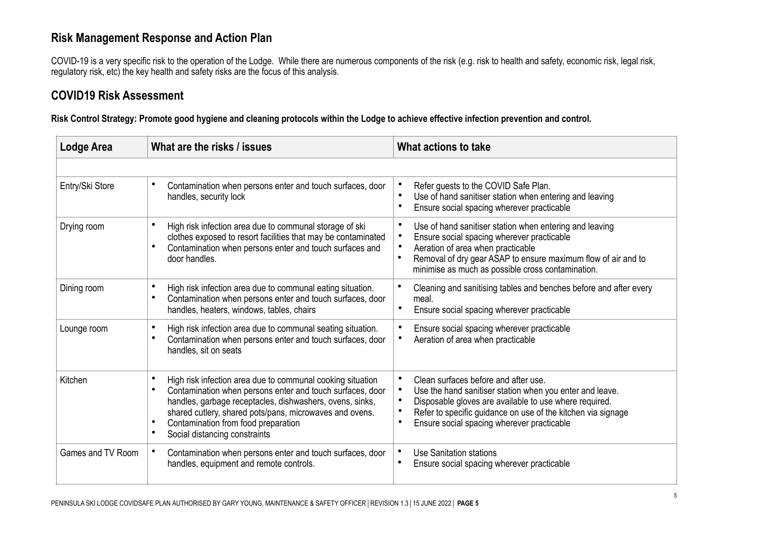## Risk Management Response and Action Plan

COVID-19 is a very specific risk to the operation of the Lodge. While there are numerous components of the risk (e.g. risk to health and safety, economic risk, legal risk, regulatory risk, etc) the key health and safety risks are the focus of this analysis.

## COVID19 Risk Assessment

**Risk Control Strategy: Promote good hygiene and cleaning protocols within the Lodge to achieve effective infection prevention and control.**

| Lodge Area | What are the risks / issues | What actions to take |
|---|---|---|
| | | |
| Entry/Ski Store | • Contamination when persons enter and touch surfaces, door handles, security lock | • Refer guests to the COVID Safe Plan.<br>• Use of hand sanitiser station when entering and leaving<br>• Ensure social spacing wherever practicable |
| Drying room | • High risk infection area due to communal storage of ski clothes exposed to resort facilities that may be contaminated<br>• Contamination when persons enter and touch surfaces and door handles. | • Use of hand sanitiser station when entering and leaving<br>• Ensure social spacing wherever practicable<br>• Aeration of area when practicable<br>• Removal of dry gear ASAP to ensure maximum flow of air and to minimise as much as possible cross contamination. |
| Dining room | • High risk infection area due to communal eating situation.<br>• Contamination when persons enter and touch surfaces, door handles, heaters, windows, tables, chairs | • Cleaning and sanitising tables and benches before and after every meal.<br>• Ensure social spacing wherever practicable |
| Lounge room | • High risk infection area due to communal seating situation.<br>• Contamination when persons enter and touch surfaces, door handles, sit on seats | • Ensure social spacing wherever practicable<br>• Aeration of area when practicable |
| Kitchen | • High risk infection area due to communal cooking situation<br>• Contamination when persons enter and touch surfaces, door handles, garbage receptacles, dishwashers, ovens, sinks, shared cutlery, shared pots/pans, microwaves and ovens.<br>• Contamination from food preparation<br>• Social distancing constraints | • Clean surfaces before and after use.<br>• Use the hand sanitiser station when you enter and leave.<br>• Disposable gloves are available to use where required.<br>• Refer to specific guidance on use of the kitchen via signage<br>• Ensure social spacing wherever practicable |
| Games and TV Room | • Contamination when persons enter and touch surfaces, door handles, equipment and remote controls. | • Use Sanitation stations<br>• Ensure social spacing wherever practicable |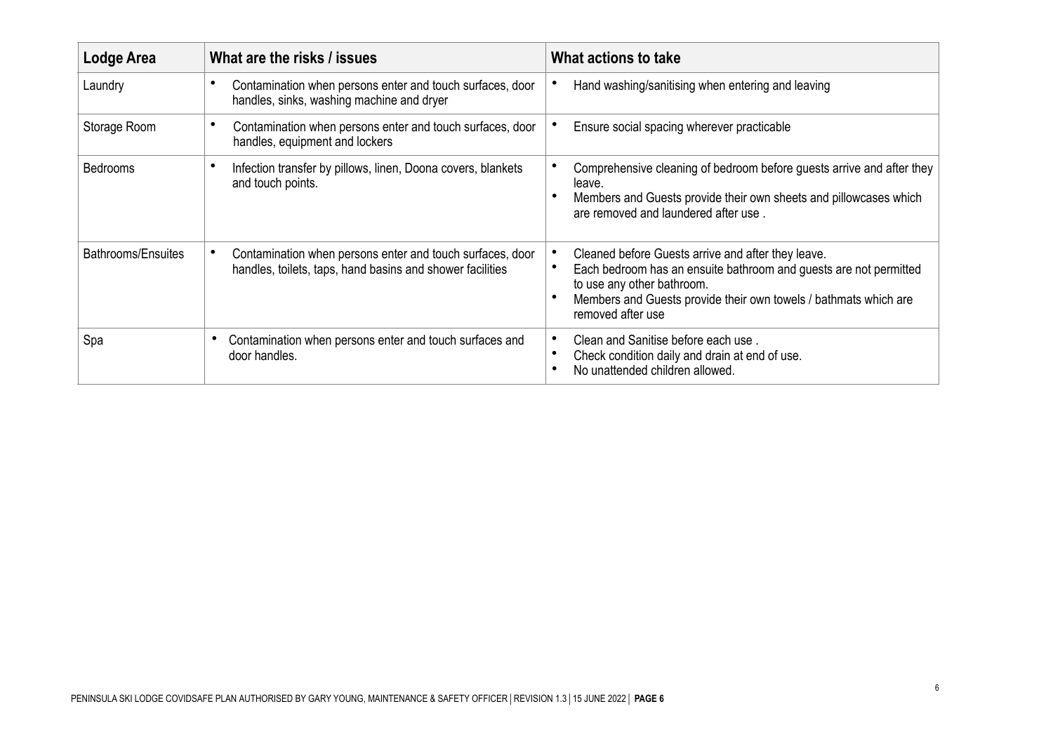| Lodge Area | What are the risks / issues | What actions to take |
|---|---|---|
| Laundry | • Contamination when persons enter and touch surfaces, door handles, sinks, washing machine and dryer | • Hand washing/sanitising when entering and leaving |
| Storage Room | • Contamination when persons enter and touch surfaces, door handles, equipment and lockers | • Ensure social spacing wherever practicable |
| Bedrooms | • Infection transfer by pillows, linen, Doona covers, blankets and touch points. | • Comprehensive cleaning of bedroom before guests arrive and after they leave.<br>• Members and Guests provide their own sheets and pillowcases which are removed and laundered after use . |
| Bathrooms/Ensuites | • Contamination when persons enter and touch surfaces, door handles, toilets, taps, hand basins and shower facilities | • Cleaned before Guests arrive and after they leave.<br>• Each bedroom has an ensuite bathroom and guests are not permitted to use any other bathroom.<br>• Members and Guests provide their own towels / bathmats which are removed after use |
| Spa | • Contamination when persons enter and touch surfaces and door handles. | • Clean and Sanitise before each use .<br>• Check condition daily and drain at end of use.<br>• No unattended children allowed. |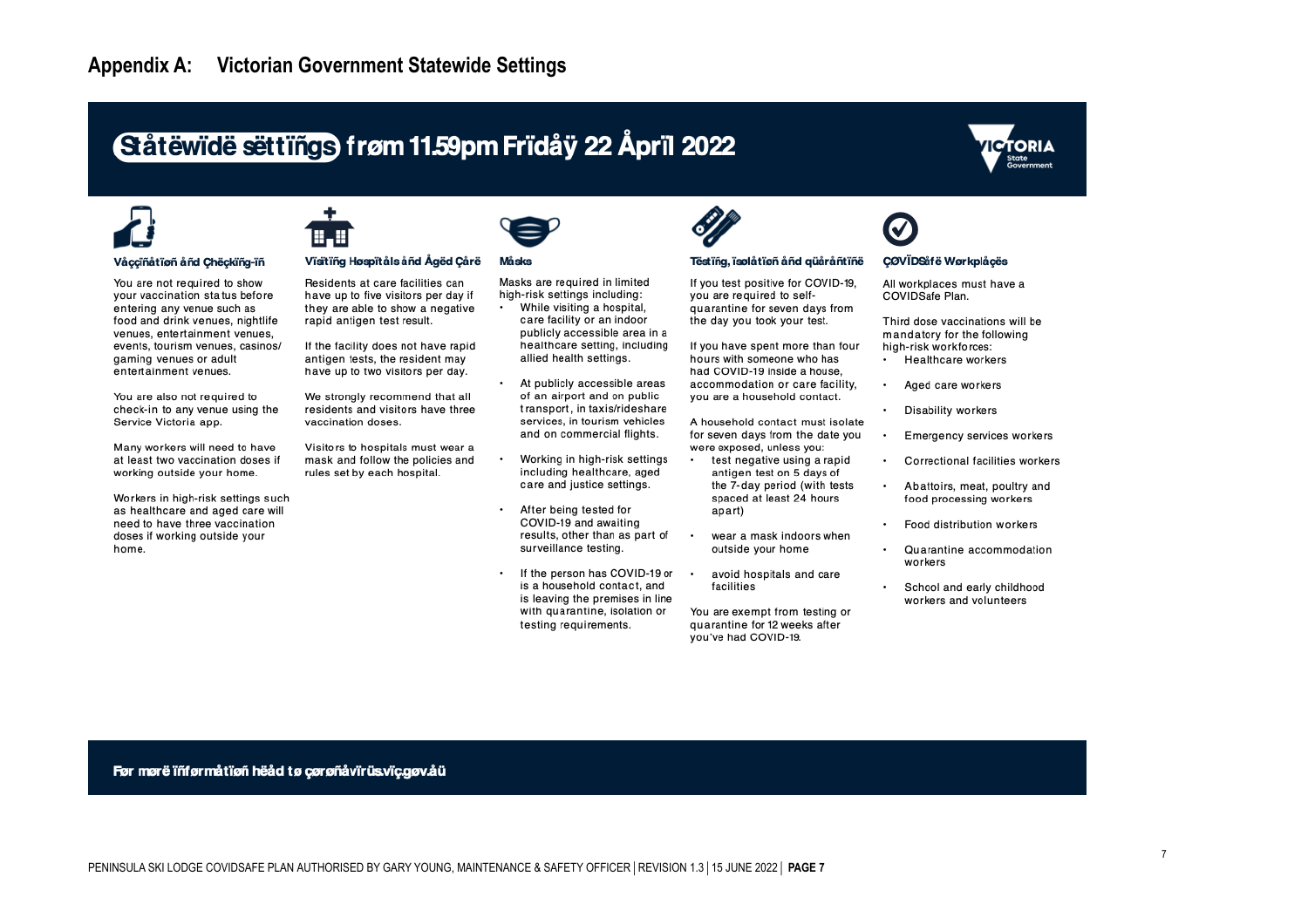## Appendix A: Victorian Government Statewide Settings

# Ståtëwïdë sëttïñgs frøm 11.59pm Frïdåÿ 22 Åprïl 2022

VICTORIA State Government

### Våççïñåtïøñ åñd Çhëçkïñg-ïñ

You are not required to show your vaccination status before entering any venue such as food and drink venues, nightlife venues, entertainment venues, events, tourism venues, casinos/ gaming venues or adult entertainment venues.

You are also not required to check-in to any venue using the Service Victoria app.

Many workers will need to have at least two vaccination doses if working outside your home.

Workers in high-risk settings such as healthcare and aged care will need to have three vaccination doses if working outside your home.

### Vïsïtïñg Høspïtåls åñd Ågëd Çårë

Residents at care facilities can have up to five visitors per day if they are able to show a negative rapid antigen test result.

If the facility does not have rapid antigen tests, the resident may have up to two visitors per day.

We strongly recommend that all residents and visitors have three vaccination doses.

Visitors to hospitals must wear a mask and follow the policies and rules set by each hospital.

### Måsks

Masks are required in limited high-risk settings including:

- While visiting a hospital, care facility or an indoor publicly accessible area in a healthcare setting, including allied health settings.
- At publicly accessible areas of an airport and on public transport, in taxis/rideshare services, in tourism vehicles and on commercial flights.
- Working in high-risk settings including healthcare, aged care and justice settings.
- After being tested for COVID-19 and awaiting results, other than as part of surveillance testing.
- If the person has COVID-19 or is a household contact, and is leaving the premises in line with quarantine, isolation or testing requirements.

### Tëstïñg, ïsølåtïøñ åñd qüåråñtïñë

If you test positive for COVID-19, you are required to self-quarantine for seven days from the day you took your test.

If you have spent more than four hours with someone who has had COVID-19 inside a house, accommodation or care facility, you are a household contact.

A household contact must isolate for seven days from the date you were exposed, unless you:

- test negative using a rapid antigen test on 5 days of the 7-day period (with tests spaced at least 24 hours apart)
- wear a mask indoors when outside your home
- avoid hospitals and care facilities

You are exempt from testing or quarantine for 12 weeks after you've had COVID-19.

### ÇØVÏDSåfë Wørkplåçës

All workplaces must have a COVIDSafe Plan.

Third dose vaccinations will be mandatory for the following high-risk workforces:

- Healthcare workers
- Aged care workers
- Disability workers
- Emergency services workers
- Correctional facilities workers
- Abattoirs, meat, poultry and food processing workers
- Food distribution workers
- Quarantine accommodation workers
- School and early childhood workers and volunteers

**Før mørë ïñførmåtïøñ hëåd tø çørøñåvïrüs.vïç.gøv.åü**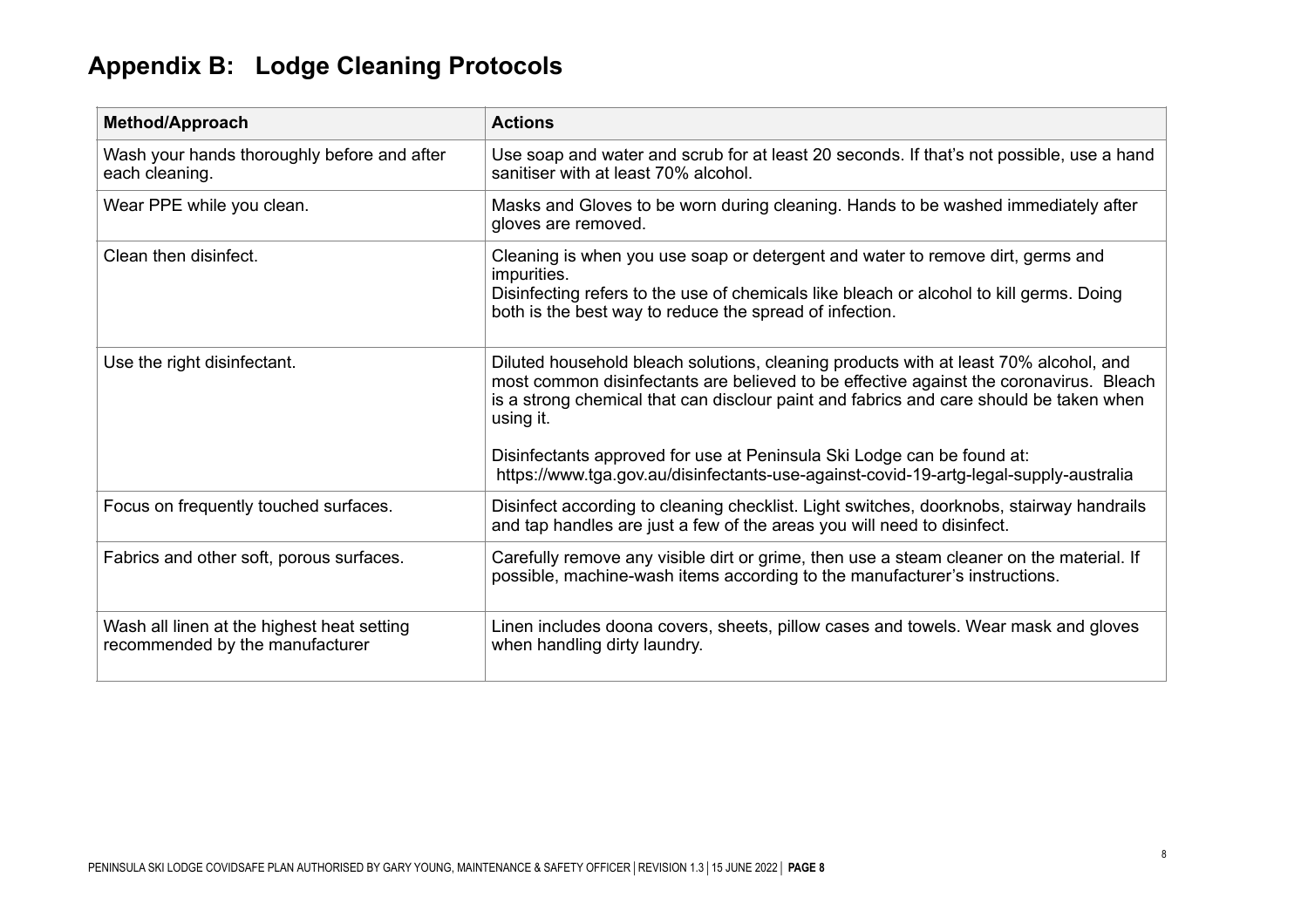# Appendix B: Lodge Cleaning Protocols

| Method/Approach | Actions |
|---|---|
| Wash your hands thoroughly before and after each cleaning. | Use soap and water and scrub for at least 20 seconds. If that's not possible, use a hand sanitiser with at least 70% alcohol. |
| Wear PPE while you clean. | Masks and Gloves to be worn during cleaning. Hands to be washed immediately after gloves are removed. |
| Clean then disinfect. | Cleaning is when you use soap or detergent and water to remove dirt, germs and impurities.<br>Disinfecting refers to the use of chemicals like bleach or alcohol to kill germs. Doing both is the best way to reduce the spread of infection. |
| Use the right disinfectant. | Diluted household bleach solutions, cleaning products with at least 70% alcohol, and most common disinfectants are believed to be effective against the coronavirus. Bleach is a strong chemical that can disclour paint and fabrics and care should be taken when using it.<br><br>Disinfectants approved for use at Peninsula Ski Lodge can be found at: https://www.tga.gov.au/disinfectants-use-against-covid-19-artg-legal-supply-australia |
| Focus on frequently touched surfaces. | Disinfect according to cleaning checklist. Light switches, doorknobs, stairway handrails and tap handles are just a few of the areas you will need to disinfect. |
| Fabrics and other soft, porous surfaces. | Carefully remove any visible dirt or grime, then use a steam cleaner on the material. If possible, machine-wash items according to the manufacturer's instructions. |
| Wash all linen at the highest heat setting recommended by the manufacturer | Linen includes doona covers, sheets, pillow cases and towels. Wear mask and gloves when handling dirty laundry. |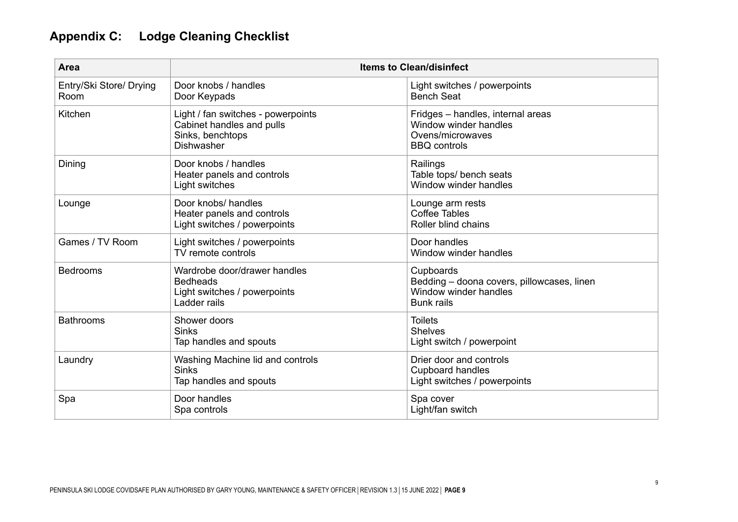## Appendix C: Lodge Cleaning Checklist

| Area | Items to Clean/disinfect | |
|---|---|---|
| Entry/Ski Store/ Drying Room | Door knobs / handles<br>Door Keypads | Light switches / powerpoints<br>Bench Seat |
| Kitchen | Light / fan switches - powerpoints<br>Cabinet handles and pulls<br>Sinks, benchtops<br>Dishwasher | Fridges – handles, internal areas<br>Window winder handles<br>Ovens/microwaves<br>BBQ controls |
| Dining | Door knobs / handles<br>Heater panels and controls<br>Light switches | Railings<br>Table tops/ bench seats<br>Window winder handles |
| Lounge | Door knobs/ handles<br>Heater panels and controls<br>Light switches / powerpoints | Lounge arm rests<br>Coffee Tables<br>Roller blind chains |
| Games / TV Room | Light switches / powerpoints<br>TV remote controls | Door handles<br>Window winder handles |
| Bedrooms | Wardrobe door/drawer handles<br>Bedheads<br>Light switches / powerpoints<br>Ladder rails | Cupboards<br>Bedding – doona covers, pillowcases, linen<br>Window winder handles<br>Bunk rails |
| Bathrooms | Shower doors<br>Sinks<br>Tap handles and spouts | Toilets<br>Shelves<br>Light switch / powerpoint |
| Laundry | Washing Machine lid and controls<br>Sinks<br>Tap handles and spouts | Drier door and controls<br>Cupboard handles<br>Light switches / powerpoints |
| Spa | Door handles<br>Spa controls | Spa cover<br>Light/fan switch |